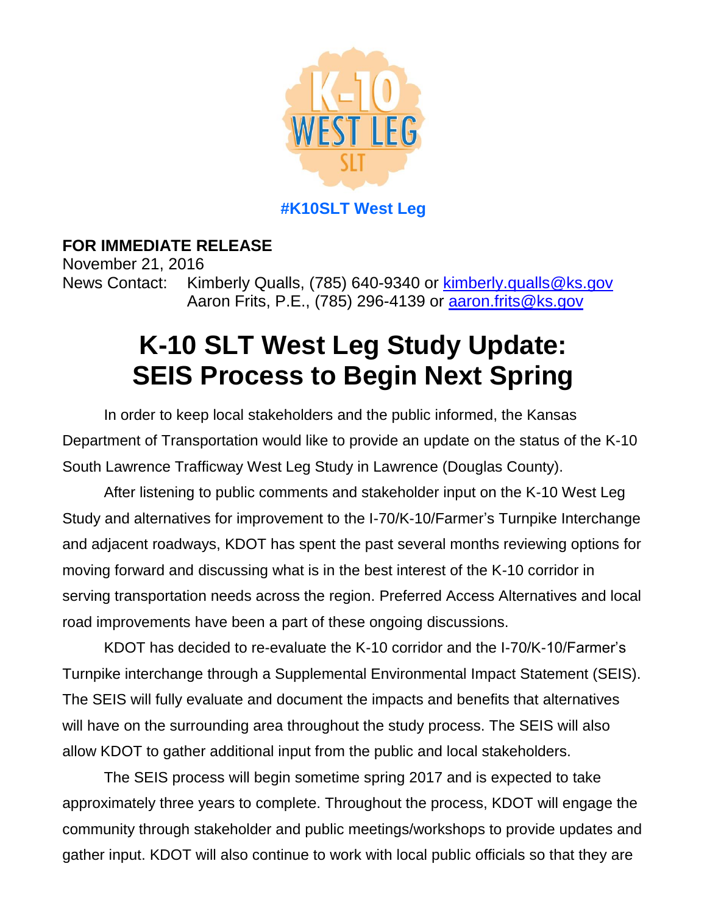**#K10SLT West Leg**

**FOR IMMEDIATE RELEASE**
November 21, 2016
News Contact: Kimberly Qualls, (785) 640-9340 or [kimberly.qualls@ks.gov](mailto:kimberly.qualls@ks.gov)
Aaron Frits, P.E., (785) 296-4139 or [aaron.frits@ks.gov](mailto:aaron.frits@ks.gov)

# K-10 SLT West Leg Study Update: SEIS Process to Begin Next Spring

In order to keep local stakeholders and the public informed, the Kansas Department of Transportation would like to provide an update on the status of the K-10 South Lawrence Trafficway West Leg Study in Lawrence (Douglas County).

After listening to public comments and stakeholder input on the K-10 West Leg Study and alternatives for improvement to the I-70/K-10/Farmer's Turnpike Interchange and adjacent roadways, KDOT has spent the past several months reviewing options for moving forward and discussing what is in the best interest of the K-10 corridor in serving transportation needs across the region. Preferred Access Alternatives and local road improvements have been a part of these ongoing discussions.

KDOT has decided to re-evaluate the K-10 corridor and the I-70/K-10/Farmer's Turnpike interchange through a Supplemental Environmental Impact Statement (SEIS). The SEIS will fully evaluate and document the impacts and benefits that alternatives will have on the surrounding area throughout the study process. The SEIS will also allow KDOT to gather additional input from the public and local stakeholders.

The SEIS process will begin sometime spring 2017 and is expected to take approximately three years to complete. Throughout the process, KDOT will engage the community through stakeholder and public meetings/workshops to provide updates and gather input. KDOT will also continue to work with local public officials so that they are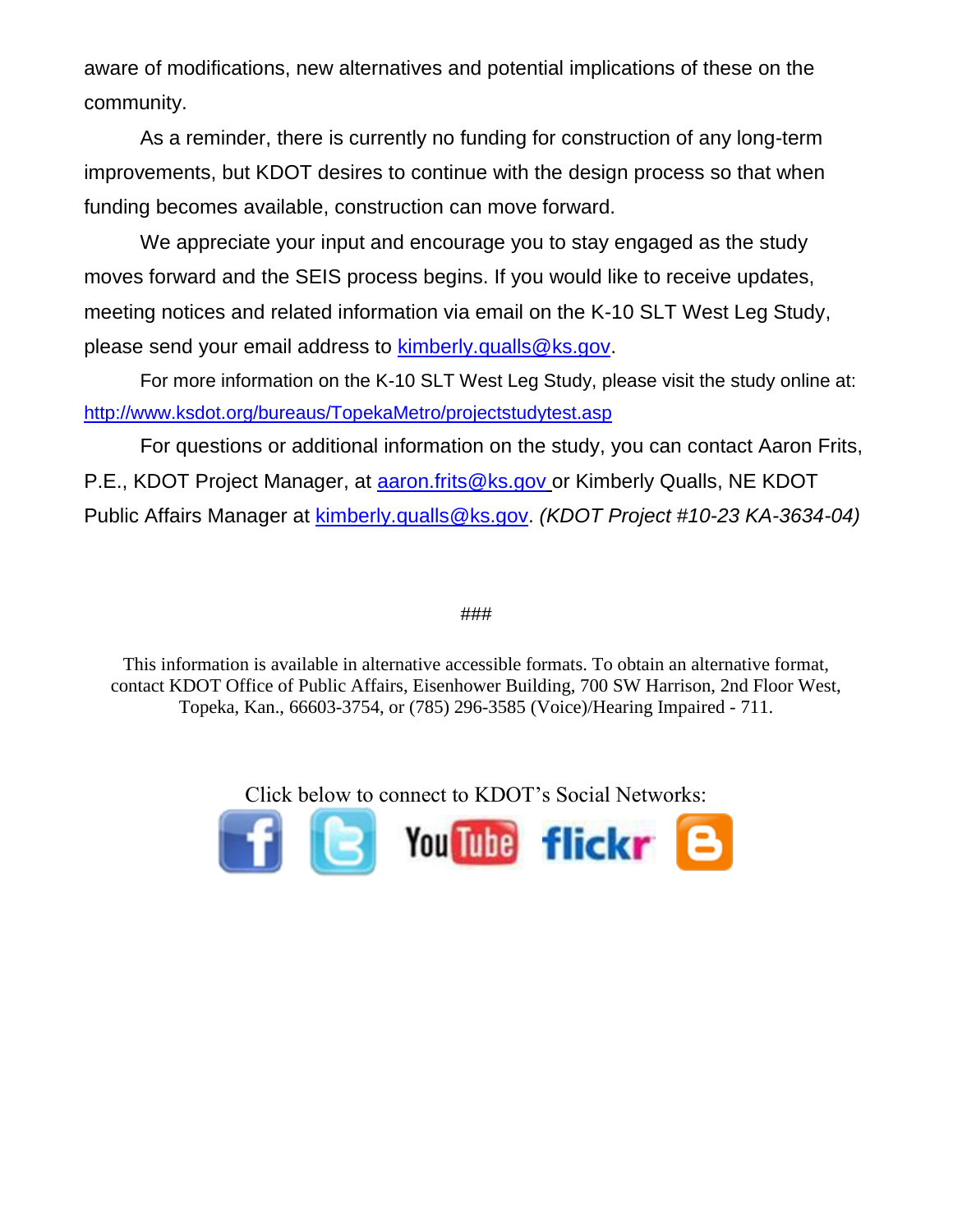aware of modifications, new alternatives and potential implications of these on the community.

As a reminder, there is currently no funding for construction of any long-term improvements, but KDOT desires to continue with the design process so that when funding becomes available, construction can move forward.

We appreciate your input and encourage you to stay engaged as the study moves forward and the SEIS process begins. If you would like to receive updates, meeting notices and related information via email on the K-10 SLT West Leg Study, please send your email address to kimberly.qualls@ks.gov.

For more information on the K-10 SLT West Leg Study, please visit the study online at: http://www.ksdot.org/bureaus/TopekaMetro/projectstudytest.asp

For questions or additional information on the study, you can contact Aaron Frits, P.E., KDOT Project Manager, at aaron.frits@ks.gov or Kimberly Qualls, NE KDOT Public Affairs Manager at kimberly.qualls@ks.gov. *(KDOT Project #10-23 KA-3634-04)*

###

This information is available in alternative accessible formats. To obtain an alternative format, contact KDOT Office of Public Affairs, Eisenhower Building, 700 SW Harrison, 2nd Floor West, Topeka, Kan., 66603-3754, or (785) 296-3585 (Voice)/Hearing Impaired - 711.

Click below to connect to KDOT's Social Networks: